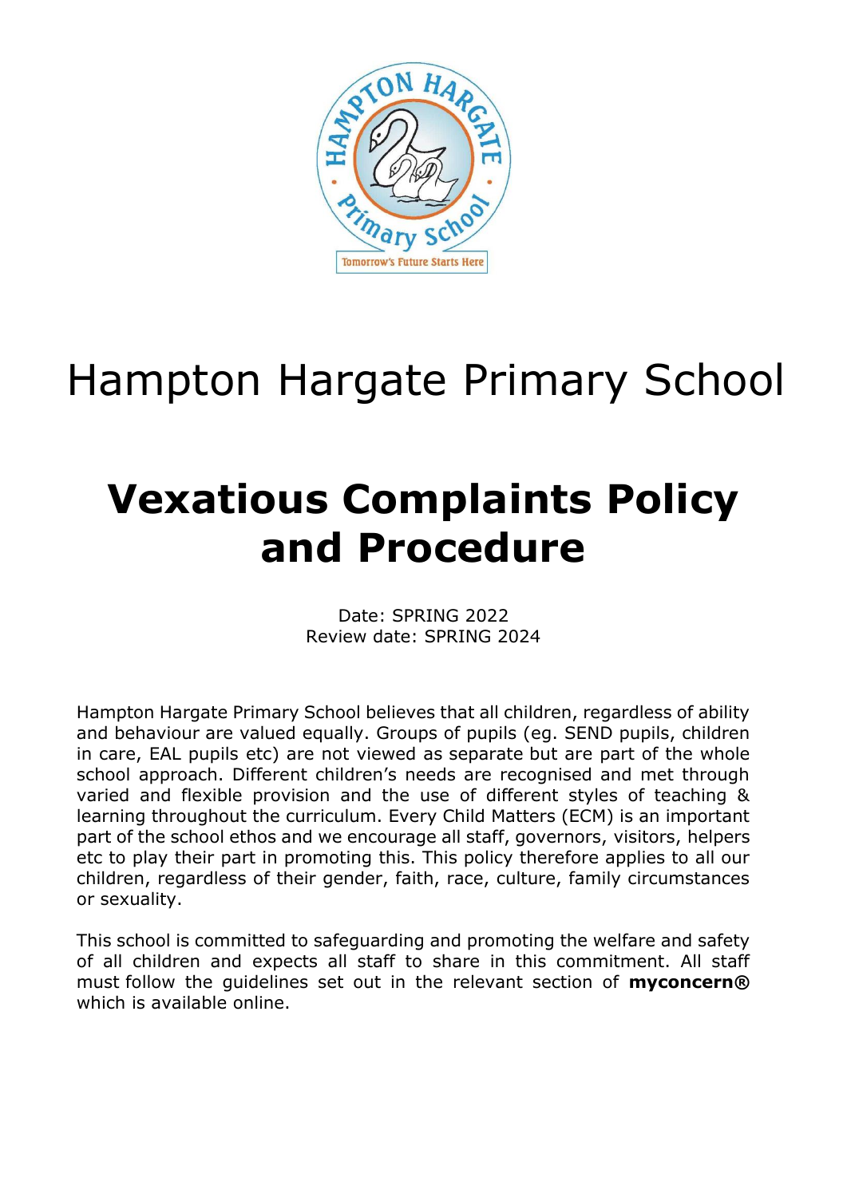# Hampton Hargate Primary School

# Vexatious Complaints Policy and Procedure

Date: SPRING 2022
Review date: SPRING 2024

Hampton Hargate Primary School believes that all children, regardless of ability and behaviour are valued equally. Groups of pupils (eg. SEND pupils, children in care, EAL pupils etc) are not viewed as separate but are part of the whole school approach. Different children's needs are recognised and met through varied and flexible provision and the use of different styles of teaching & learning throughout the curriculum. Every Child Matters (ECM) is an important part of the school ethos and we encourage all staff, governors, visitors, helpers etc to play their part in promoting this. This policy therefore applies to all our children, regardless of their gender, faith, race, culture, family circumstances or sexuality.

This school is committed to safeguarding and promoting the welfare and safety of all children and expects all staff to share in this commitment. All staff must follow the guidelines set out in the relevant section of **myconcern®** which is available online.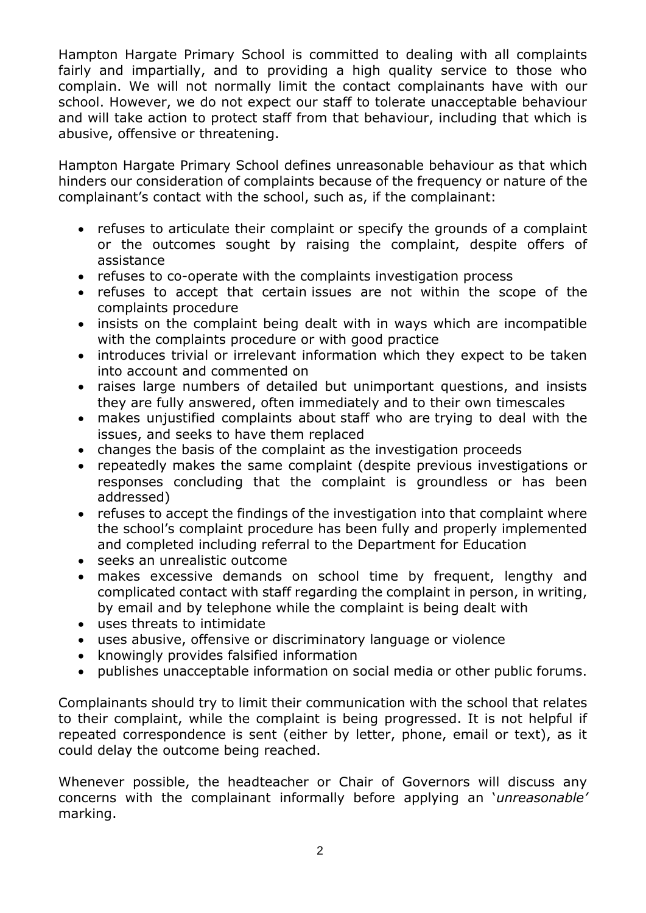Hampton Hargate Primary School is committed to dealing with all complaints fairly and impartially, and to providing a high quality service to those who complain. We will not normally limit the contact complainants have with our school. However, we do not expect our staff to tolerate unacceptable behaviour and will take action to protect staff from that behaviour, including that which is abusive, offensive or threatening.

Hampton Hargate Primary School defines unreasonable behaviour as that which hinders our consideration of complaints because of the frequency or nature of the complainant's contact with the school, such as, if the complainant:

- refuses to articulate their complaint or specify the grounds of a complaint or the outcomes sought by raising the complaint, despite offers of assistance
- refuses to co-operate with the complaints investigation process
- refuses to accept that certain issues are not within the scope of the complaints procedure
- insists on the complaint being dealt with in ways which are incompatible with the complaints procedure or with good practice
- introduces trivial or irrelevant information which they expect to be taken into account and commented on
- raises large numbers of detailed but unimportant questions, and insists they are fully answered, often immediately and to their own timescales
- makes unjustified complaints about staff who are trying to deal with the issues, and seeks to have them replaced
- changes the basis of the complaint as the investigation proceeds
- repeatedly makes the same complaint (despite previous investigations or responses concluding that the complaint is groundless or has been addressed)
- refuses to accept the findings of the investigation into that complaint where the school's complaint procedure has been fully and properly implemented and completed including referral to the Department for Education
- seeks an unrealistic outcome
- makes excessive demands on school time by frequent, lengthy and complicated contact with staff regarding the complaint in person, in writing, by email and by telephone while the complaint is being dealt with
- uses threats to intimidate
- uses abusive, offensive or discriminatory language or violence
- knowingly provides falsified information
- publishes unacceptable information on social media or other public forums.

Complainants should try to limit their communication with the school that relates to their complaint, while the complaint is being progressed. It is not helpful if repeated correspondence is sent (either by letter, phone, email or text), as it could delay the outcome being reached.

Whenever possible, the headteacher or Chair of Governors will discuss any concerns with the complainant informally before applying an '*unreasonable'* marking.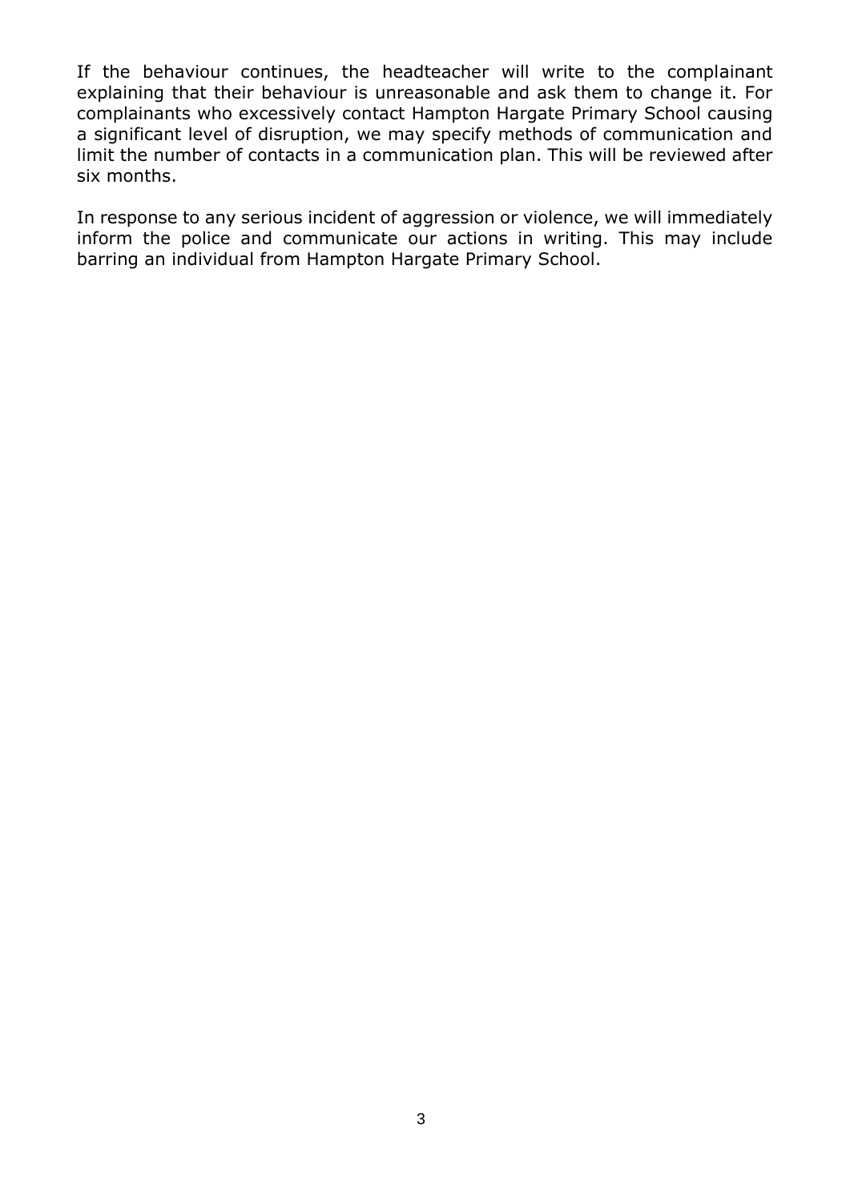If the behaviour continues, the headteacher will write to the complainant explaining that their behaviour is unreasonable and ask them to change it. For complainants who excessively contact Hampton Hargate Primary School causing a significant level of disruption, we may specify methods of communication and limit the number of contacts in a communication plan. This will be reviewed after six months.

In response to any serious incident of aggression or violence, we will immediately inform the police and communicate our actions in writing. This may include barring an individual from Hampton Hargate Primary School.